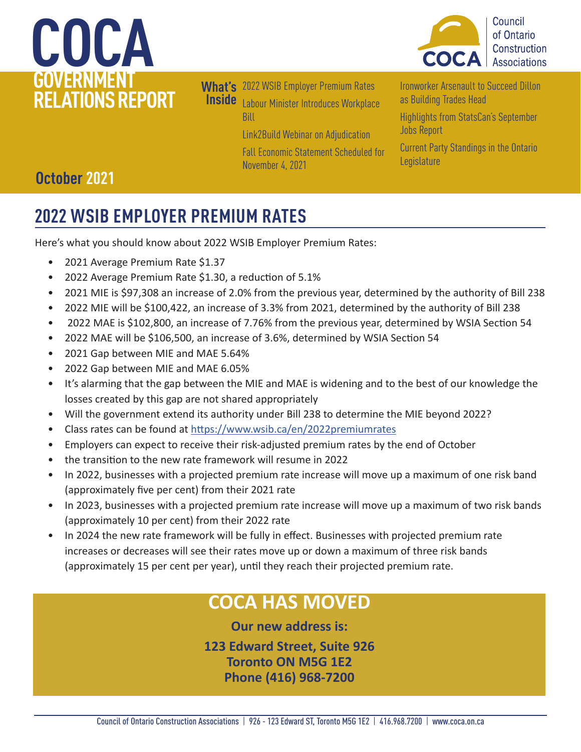# COCA GOVERNMENT RELATIONS REPORT

Council of Ontario Construction Associations

**What's Inside**

- 2022 WSIB Employer Premium Rates
- Labour Minister Introduces Workplace Bill
- Link2Build Webinar on Adjudication
- Fall Economic Statement Scheduled for November 4, 2021
- Ironworker Arsenault to Succeed Dillon as Building Trades Head
- Highlights from StatsCan's September Jobs Report
- Current Party Standings in the Ontario Legislature

**October 2021**

## 2022 WSIB EMPLOYER PREMIUM RATES

Here's what you should know about 2022 WSIB Employer Premium Rates:

- 2021 Average Premium Rate $1.37
- 2022 Average Premium Rate $1.30, a reduction of 5.1%
- 2021 MIE is $97,308 an increase of 2.0% from the previous year, determined by the authority of Bill 238
- 2022 MIE will be $100,422, an increase of 3.3% from 2021, determined by the authority of Bill 238
- 2022 MAE is $102,800, an increase of 7.76% from the previous year, determined by WSIA Section 54
- 2022 MAE will be $106,500, an increase of 3.6%, determined by WSIA Section 54
- 2021 Gap between MIE and MAE 5.64%
- 2022 Gap between MIE and MAE 6.05%
- It's alarming that the gap between the MIE and MAE is widening and to the best of our knowledge the losses created by this gap are not shared appropriately
- Will the government extend its authority under Bill 238 to determine the MIE beyond 2022?
- Class rates can be found at https://www.wsib.ca/en/2022premiumrates
- Employers can expect to receive their risk-adjusted premium rates by the end of October
- the transition to the new rate framework will resume in 2022
- In 2022, businesses with a projected premium rate increase will move up a maximum of one risk band (approximately five per cent) from their 2021 rate
- In 2023, businesses with a projected premium rate increase will move up a maximum of two risk bands (approximately 10 per cent) from their 2022 rate
- In 2024 the new rate framework will be fully in effect. Businesses with projected premium rate increases or decreases will see their rates move up or down a maximum of three risk bands (approximately 15 per cent per year), until they reach their projected premium rate.

## COCA HAS MOVED

**Our new address is:**

**123 Edward Street, Suite 926**
**Toronto ON M5G 1E2**
**Phone (416) 968-7200**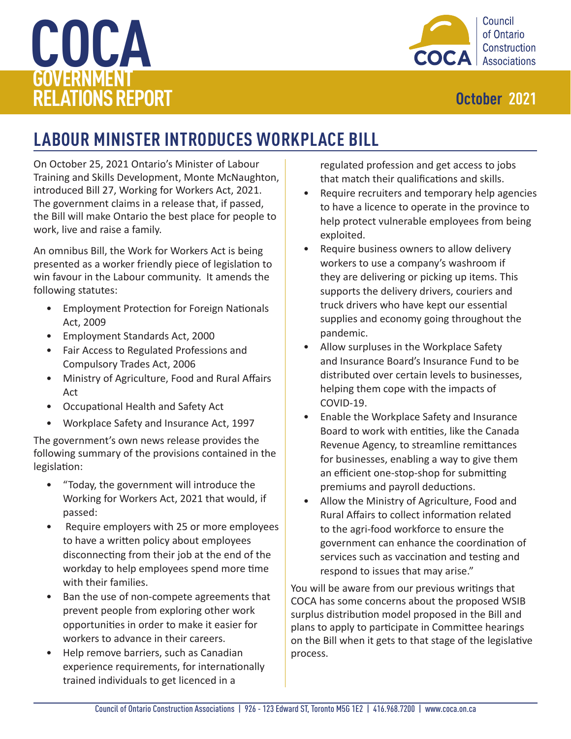# COCA GOVERNMENT RELATIONS REPORT

**October 2021**

## LABOUR MINISTER INTRODUCES WORKPLACE BILL

On October 25, 2021 Ontario's Minister of Labour Training and Skills Development, Monte McNaughton, introduced Bill 27, Working for Workers Act, 2021. The government claims in a release that, if passed, the Bill will make Ontario the best place for people to work, live and raise a family.

An omnibus Bill, the Work for Workers Act is being presented as a worker friendly piece of legislation to win favour in the Labour community. It amends the following statutes:

- Employment Protection for Foreign Nationals Act, 2009
- Employment Standards Act, 2000
- Fair Access to Regulated Professions and Compulsory Trades Act, 2006
- Ministry of Agriculture, Food and Rural Affairs Act
- Occupational Health and Safety Act
- Workplace Safety and Insurance Act, 1997

The government's own news release provides the following summary of the provisions contained in the legislation:

- "Today, the government will introduce the Working for Workers Act, 2021 that would, if passed:
- Require employers with 25 or more employees to have a written policy about employees disconnecting from their job at the end of the workday to help employees spend more time with their families.
- Ban the use of non-compete agreements that prevent people from exploring other work opportunities in order to make it easier for workers to advance in their careers.
- Help remove barriers, such as Canadian experience requirements, for internationally trained individuals to get licenced in a regulated profession and get access to jobs that match their qualifications and skills.
- Require recruiters and temporary help agencies to have a licence to operate in the province to help protect vulnerable employees from being exploited.
- Require business owners to allow delivery workers to use a company's washroom if they are delivering or picking up items. This supports the delivery drivers, couriers and truck drivers who have kept our essential supplies and economy going throughout the pandemic.
- Allow surpluses in the Workplace Safety and Insurance Board's Insurance Fund to be distributed over certain levels to businesses, helping them cope with the impacts of COVID-19.
- Enable the Workplace Safety and Insurance Board to work with entities, like the Canada Revenue Agency, to streamline remittances for businesses, enabling a way to give them an efficient one-stop-shop for submitting premiums and payroll deductions.
- Allow the Ministry of Agriculture, Food and Rural Affairs to collect information related to the agri-food workforce to ensure the government can enhance the coordination of services such as vaccination and testing and respond to issues that may arise."

You will be aware from our previous writings that COCA has some concerns about the proposed WSIB surplus distribution model proposed in the Bill and plans to apply to participate in Committee hearings on the Bill when it gets to that stage of the legislative process.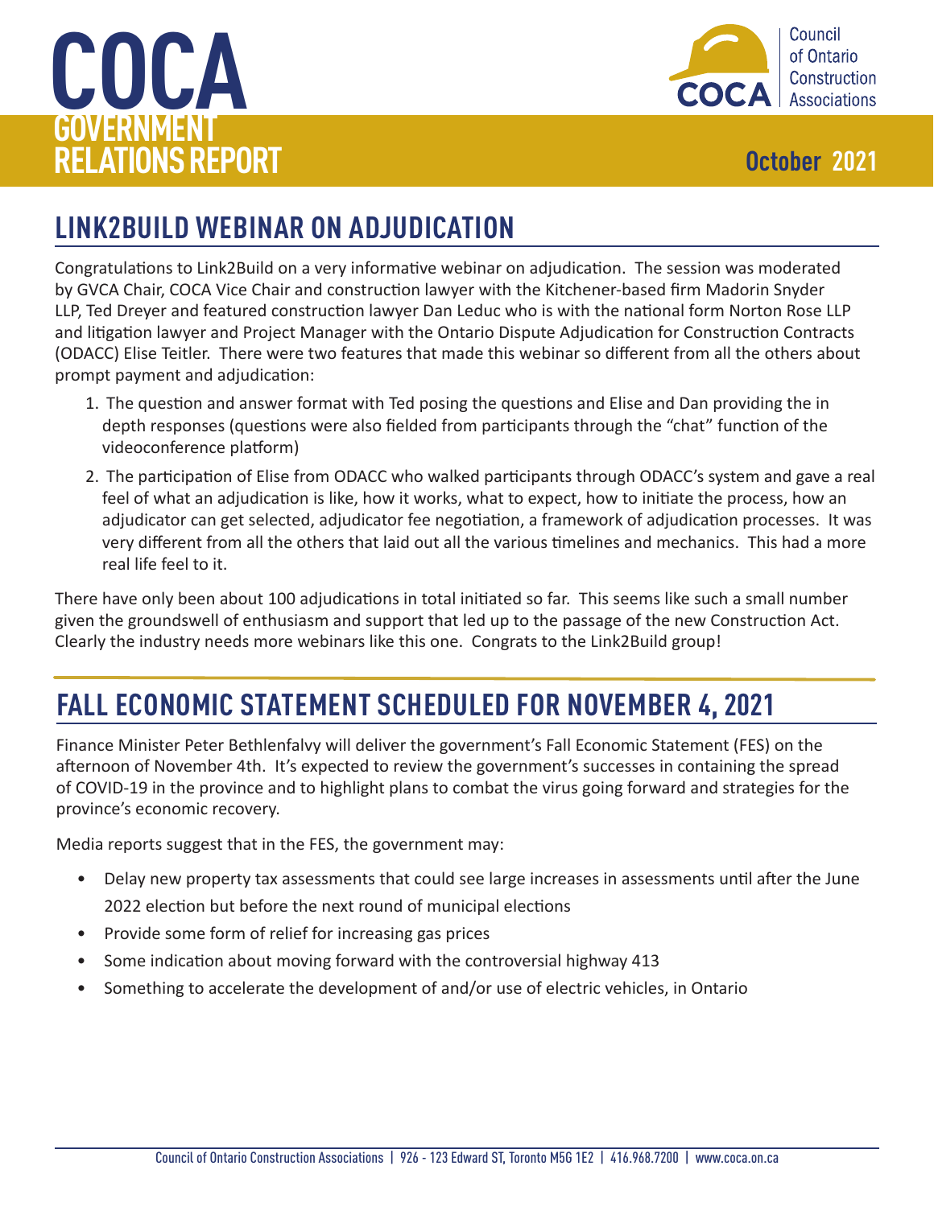# COCA GOVERNMENT RELATIONS REPORT

**October 2021**

## LINK2BUILD WEBINAR ON ADJUDICATION

Congratulations to Link2Build on a very informative webinar on adjudication. The session was moderated by GVCA Chair, COCA Vice Chair and construction lawyer with the Kitchener-based firm Madorin Snyder LLP, Ted Dreyer and featured construction lawyer Dan Leduc who is with the national form Norton Rose LLP and litigation lawyer and Project Manager with the Ontario Dispute Adjudication for Construction Contracts (ODACC) Elise Teitler. There were two features that made this webinar so different from all the others about prompt payment and adjudication:

1. The question and answer format with Ted posing the questions and Elise and Dan providing the in depth responses (questions were also fielded from participants through the "chat" function of the videoconference platform)
2. The participation of Elise from ODACC who walked participants through ODACC's system and gave a real feel of what an adjudication is like, how it works, what to expect, how to initiate the process, how an adjudicator can get selected, adjudicator fee negotiation, a framework of adjudication processes. It was very different from all the others that laid out all the various timelines and mechanics. This had a more real life feel to it.

There have only been about 100 adjudications in total initiated so far. This seems like such a small number given the groundswell of enthusiasm and support that led up to the passage of the new Construction Act. Clearly the industry needs more webinars like this one. Congrats to the Link2Build group!

## FALL ECONOMIC STATEMENT SCHEDULED FOR NOVEMBER 4, 2021

Finance Minister Peter Bethlenfalvy will deliver the government's Fall Economic Statement (FES) on the afternoon of November 4th. It's expected to review the government's successes in containing the spread of COVID-19 in the province and to highlight plans to combat the virus going forward and strategies for the province's economic recovery.

Media reports suggest that in the FES, the government may:

- Delay new property tax assessments that could see large increases in assessments until after the June 2022 election but before the next round of municipal elections
- Provide some form of relief for increasing gas prices
- Some indication about moving forward with the controversial highway 413
- Something to accelerate the development of and/or use of electric vehicles, in Ontario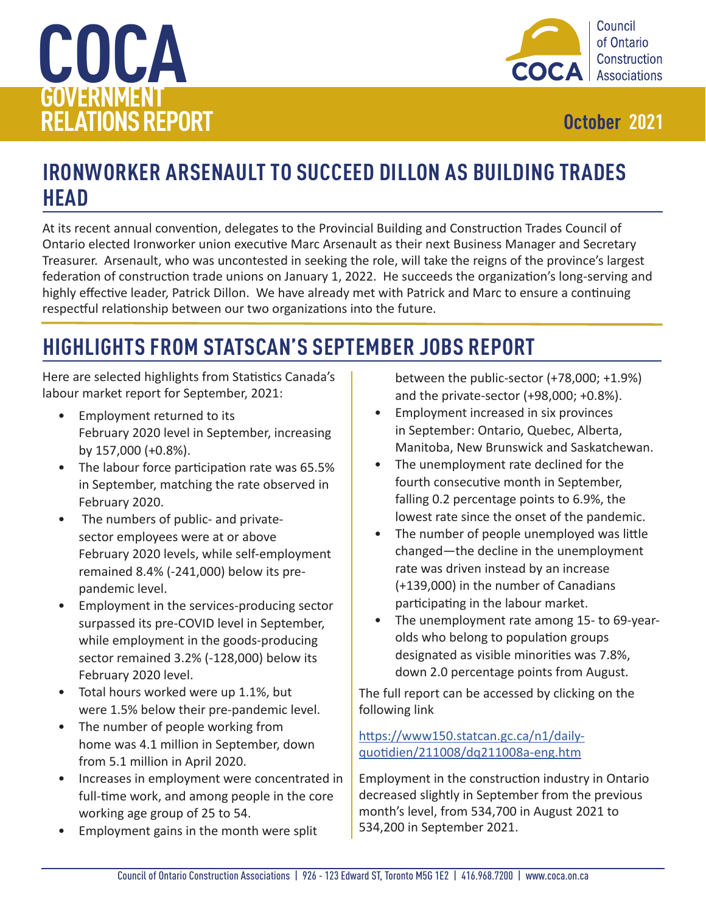# COCA GOVERNMENT RELATIONS REPORT

October 2021

## IRONWORKER ARSENAULT TO SUCCEED DILLON AS BUILDING TRADES HEAD

At its recent annual convention, delegates to the Provincial Building and Construction Trades Council of Ontario elected Ironworker union executive Marc Arsenault as their next Business Manager and Secretary Treasurer. Arsenault, who was uncontested in seeking the role, will take the reigns of the province's largest federation of construction trade unions on January 1, 2022. He succeeds the organization's long-serving and highly effective leader, Patrick Dillon. We have already met with Patrick and Marc to ensure a continuing respectful relationship between our two organizations into the future.

## HIGHLIGHTS FROM STATSCAN'S SEPTEMBER JOBS REPORT

Here are selected highlights from Statistics Canada's labour market report for September, 2021:

- Employment returned to its February 2020 level in September, increasing by 157,000 (+0.8%).
- The labour force participation rate was 65.5% in September, matching the rate observed in February 2020.
- The numbers of public- and private-sector employees were at or above February 2020 levels, while self-employment remained 8.4% (-241,000) below its pre-pandemic level.
- Employment in the services-producing sector surpassed its pre-COVID level in September, while employment in the goods-producing sector remained 3.2% (-128,000) below its February 2020 level.
- Total hours worked were up 1.1%, but were 1.5% below their pre-pandemic level.
- The number of people working from home was 4.1 million in September, down from 5.1 million in April 2020.
- Increases in employment were concentrated in full-time work, and among people in the core working age group of 25 to 54.
- Employment gains in the month were split between the public-sector (+78,000; +1.9%) and the private-sector (+98,000; +0.8%).
- Employment increased in six provinces in September: Ontario, Quebec, Alberta, Manitoba, New Brunswick and Saskatchewan.
- The unemployment rate declined for the fourth consecutive month in September, falling 0.2 percentage points to 6.9%, the lowest rate since the onset of the pandemic.
- The number of people unemployed was little changed—the decline in the unemployment rate was driven instead by an increase (+139,000) in the number of Canadians participating in the labour market.
- The unemployment rate among 15- to 69-year-olds who belong to population groups designated as visible minorities was 7.8%, down 2.0 percentage points from August.

The full report can be accessed by clicking on the following link

https://www150.statcan.gc.ca/n1/daily-quotidien/211008/dq211008a-eng.htm

Employment in the construction industry in Ontario decreased slightly in September from the previous month's level, from 534,700 in August 2021 to 534,200 in September 2021.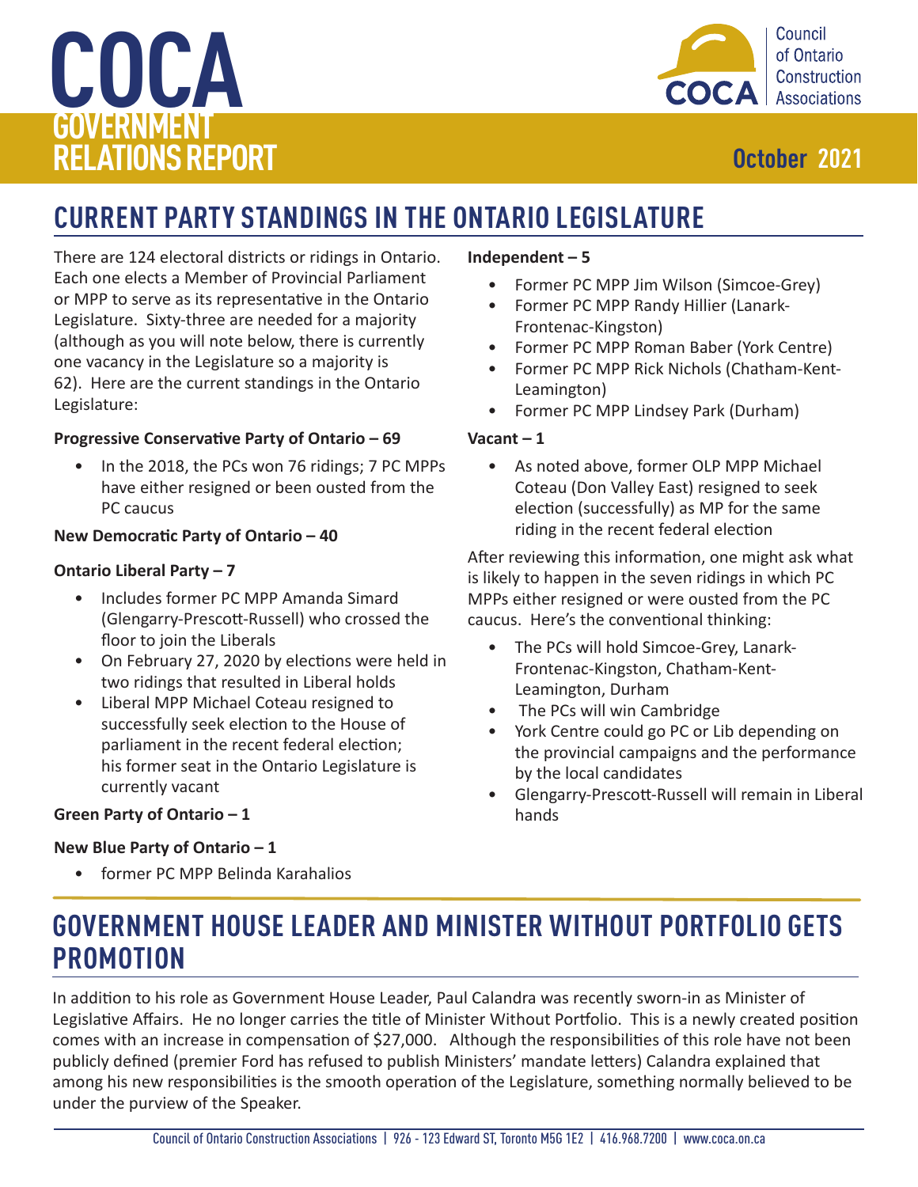# COCA GOVERNMENT RELATIONS REPORT

Council of Ontario Construction Associations

**October 2021**

## CURRENT PARTY STANDINGS IN THE ONTARIO LEGISLATURE

There are 124 electoral districts or ridings in Ontario. Each one elects a Member of Provincial Parliament or MPP to serve as its representative in the Ontario Legislature. Sixty-three are needed for a majority (although as you will note below, there is currently one vacancy in the Legislature so a majority is 62). Here are the current standings in the Ontario Legislature:

**Progressive Conservative Party of Ontario – 69**

- In the 2018, the PCs won 76 ridings; 7 PC MPPs have either resigned or been ousted from the PC caucus

**New Democratic Party of Ontario – 40**

**Ontario Liberal Party – 7**

- Includes former PC MPP Amanda Simard (Glengarry-Prescott-Russell) who crossed the floor to join the Liberals
- On February 27, 2020 by elections were held in two ridings that resulted in Liberal holds
- Liberal MPP Michael Coteau resigned to successfully seek election to the House of parliament in the recent federal election; his former seat in the Ontario Legislature is currently vacant

**Green Party of Ontario – 1**

**New Blue Party of Ontario – 1**

- former PC MPP Belinda Karahalios

**Independent – 5**

- Former PC MPP Jim Wilson (Simcoe-Grey)
- Former PC MPP Randy Hillier (Lanark-Frontenac-Kingston)
- Former PC MPP Roman Baber (York Centre)
- Former PC MPP Rick Nichols (Chatham-Kent-Leamington)
- Former PC MPP Lindsey Park (Durham)

**Vacant – 1**

- As noted above, former OLP MPP Michael Coteau (Don Valley East) resigned to seek election (successfully) as MP for the same riding in the recent federal election

After reviewing this information, one might ask what is likely to happen in the seven ridings in which PC MPPs either resigned or were ousted from the PC caucus. Here's the conventional thinking:

- The PCs will hold Simcoe-Grey, Lanark-Frontenac-Kingston, Chatham-Kent-Leamington, Durham
- The PCs will win Cambridge
- York Centre could go PC or Lib depending on the provincial campaigns and the performance by the local candidates
- Glengarry-Prescott-Russell will remain in Liberal hands

## GOVERNMENT HOUSE LEADER AND MINISTER WITHOUT PORTFOLIO GETS PROMOTION

In addition to his role as Government House Leader, Paul Calandra was recently sworn-in as Minister of Legislative Affairs. He no longer carries the title of Minister Without Portfolio. This is a newly created position comes with an increase in compensation of $27,000. Although the responsibilities of this role have not been publicly defined (premier Ford has refused to publish Ministers' mandate letters) Calandra explained that among his new responsibilities is the smooth operation of the Legislature, something normally believed to be under the purview of the Speaker.